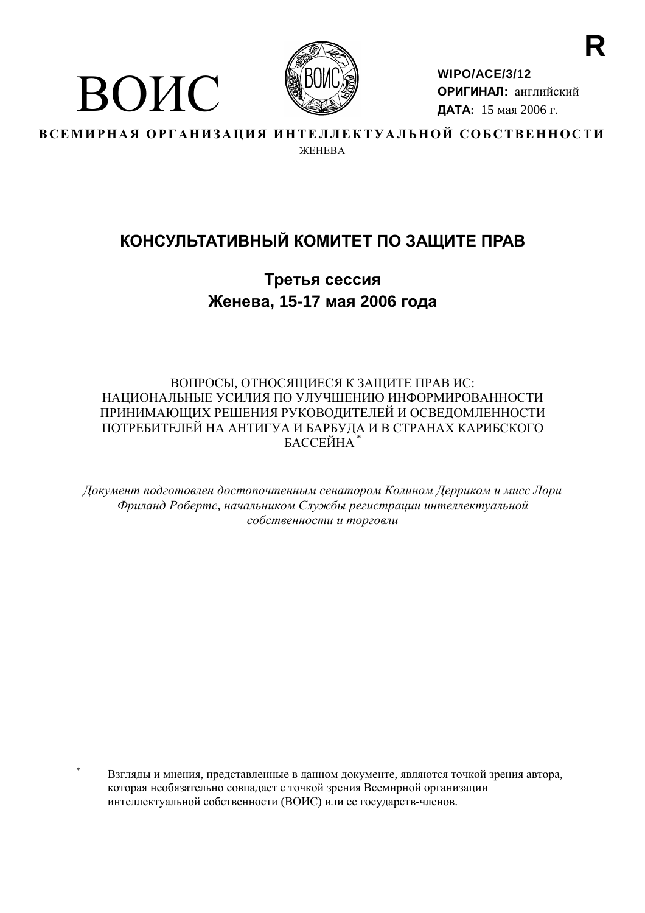R

ВОИС

WIPO/ACE/3/12
**ОРИГИНАЛ:** английский
**ДАТА:** 15 мая 2006 г.

**ВСЕМИРНАЯ ОРГАНИЗАЦИЯ ИНТЕЛЛЕКТУАЛЬНОЙ СОБСТВЕННОСТИ**

ЖЕНЕВА

# КОНСУЛЬТАТИВНЫЙ КОМИТЕТ ПО ЗАЩИТЕ ПРАВ

## Третья сессия
## Женева, 15-17 мая 2006 года

ВОПРОСЫ, ОТНОСЯЩИЕСЯ К ЗАЩИТЕ ПРАВ ИС: НАЦИОНАЛЬНЫЕ УСИЛИЯ ПО УЛУЧШЕНИЮ ИНФОРМИРОВАННОСТИ ПРИНИМАЮЩИХ РЕШЕНИЯ РУКОВОДИТЕЛЕЙ И ОСВЕДОМЛЕННОСТИ ПОТРЕБИТЕЛЕЙ НА АНТИГУА И БАРБУДА И В СТРАНАХ КАРИБСКОГО БАССЕЙНА*

*Документ подготовлен достопочтенным сенатором Колином Дерриком и мисс Лори Фриланд Робертс, начальником Службы регистрации интеллектуальной собственности и торговли*

---

* Взгляды и мнения, представленные в данном документе, являются точкой зрения автора, которая необязательно совпадает с точкой зрения Всемирной организации интеллектуальной собственности (ВОИС) или ее государств-членов.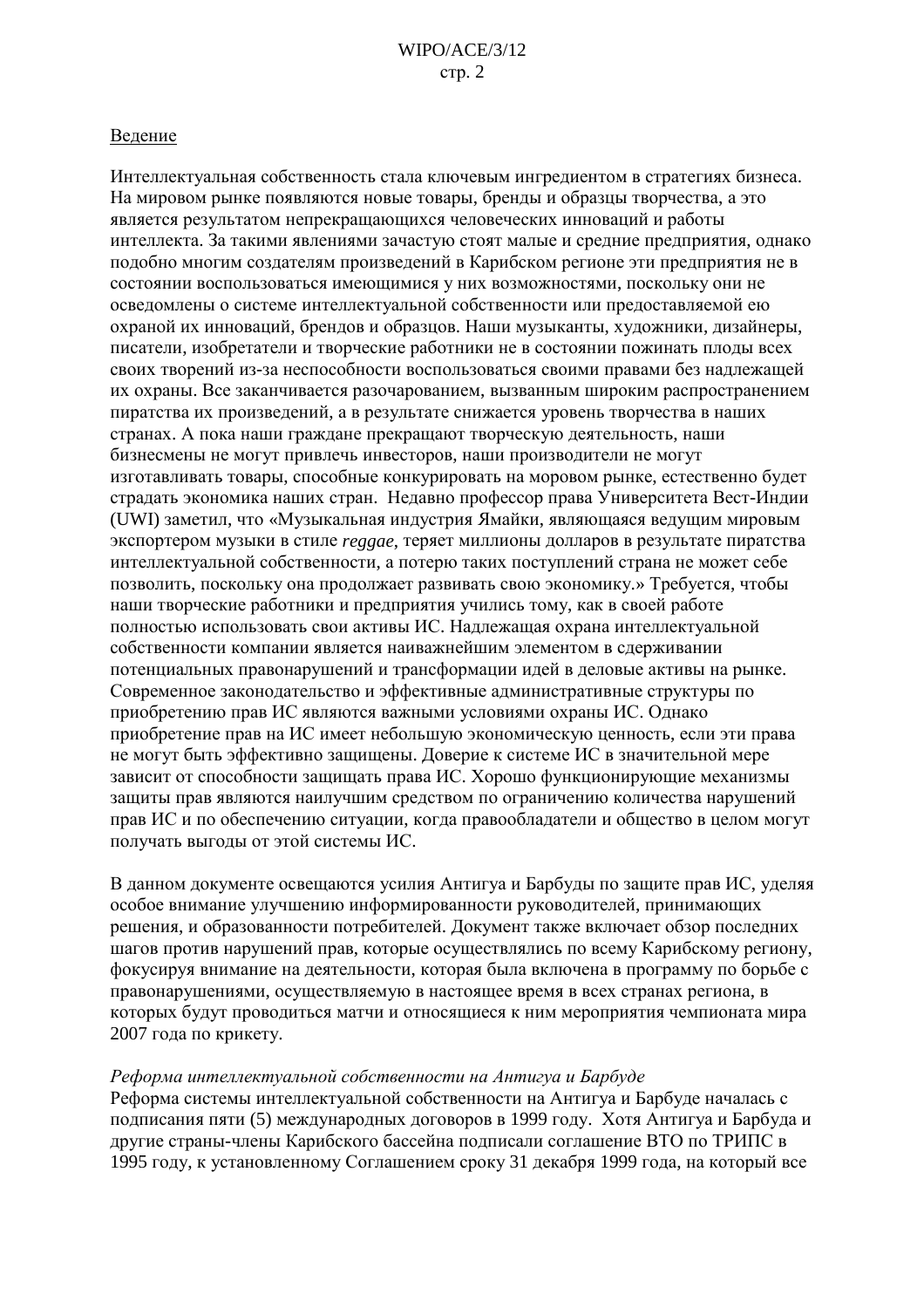Ведение

Интеллектуальная собственность стала ключевым ингредиентом в стратегиях бизнеса. На мировом рынке появляются новые товары, бренды и образцы творчества, а это является результатом непрекращающихся человеческих инноваций и работы интеллекта. За такими явлениями зачастую стоят малые и средние предприятия, однако подобно многим создателям произведений в Карибском регионе эти предприятия не в состоянии воспользоваться имеющимися у них возможностями, поскольку они не осведомлены о системе интеллектуальной собственности или предоставляемой ею охраной их инноваций, брендов и образцов. Наши музыканты, художники, дизайнеры, писатели, изобретатели и творческие работники не в состоянии пожинать плоды всех своих творений из-за неспособности воспользоваться своими правами без надлежащей их охраны. Все заканчивается разочарованием, вызванным широким распространением пиратства их произведений, а в результате снижается уровень творчества в наших странах. А пока наши граждане прекращают творческую деятельность, наши бизнесмены не могут привлечь инвесторов, наши производители не могут изготавливать товары, способные конкурировать на моровом рынке, естественно будет страдать экономика наших стран. Недавно профессор права Университета Вест-Индии (UWI) заметил, что «Музыкальная индустрия Ямайки, являющаяся ведущим мировым экспортером музыки в стиле *reggae*, теряет миллионы долларов в результате пиратства интеллектуальной собственности, а потерю таких поступлений страна не может себе позволить, поскольку она продолжает развивать свою экономику.» Требуется, чтобы наши творческие работники и предприятия учились тому, как в своей работе полностью использовать свои активы ИС. Надлежащая охрана интеллектуальной собственности компании является наиважнейшим элементом в сдерживании потенциальных правонарушений и трансформации идей в деловые активы на рынке. Современное законодательство и эффективные административные структуры по приобретению прав ИС являются важными условиями охраны ИС. Однако приобретение прав на ИС имеет небольшую экономическую ценность, если эти права не могут быть эффективно защищены. Доверие к системе ИС в значительной мере зависит от способности защищать права ИС. Хорошо функционирующие механизмы защиты прав являются наилучшим средством по ограничению количества нарушений прав ИС и по обеспечению ситуации, когда правообладатели и общество в целом могут получать выгоды от этой системы ИС.

В данном документе освещаются усилия Антигуа и Барбуды по защите прав ИС, уделяя особое внимание улучшению информированности руководителей, принимающих решения, и образованности потребителей. Документ также включает обзор последних шагов против нарушений прав, которые осуществлялись по всему Карибскому региону, фокусируя внимание на деятельности, которая была включена в программу по борьбе с правонарушениями, осуществляемую в настоящее время в всех странах региона, в которых будут проводиться матчи и относящиеся к ним мероприятия чемпионата мира 2007 года по крикету.

*Реформа интеллектуальной собственности на Антигуа и Барбуде*

Реформа системы интеллектуальной собственности на Антигуа и Барбуде началась с подписания пяти (5) международных договоров в 1999 году. Хотя Антигуа и Барбуда и другие страны-члены Карибского бассейна подписали соглашение ВТО по ТРИПС в 1995 году, к установленному Соглашением сроку 31 декабря 1999 года, на который все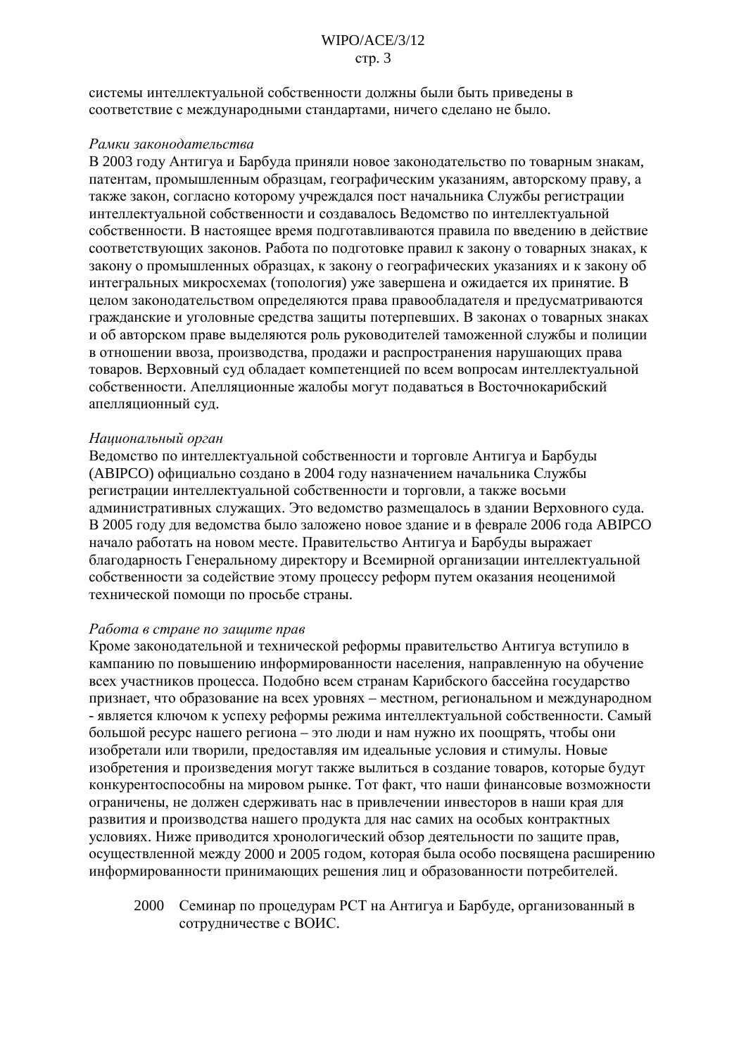системы интеллектуальной собственности должны были быть приведены в соответствие с международными стандартами, ничего сделано не было.

*Рамки законодательства*

В 2003 году Антигуа и Барбуда приняли новое законодательство по товарным знакам, патентам, промышленным образцам, географическим указаниям, авторскому праву, а также закон, согласно которому учреждался пост начальника Службы регистрации интеллектуальной собственности и создавалось Ведомство по интеллектуальной собственности. В настоящее время подготавливаются правила по введению в действие соответствующих законов. Работа по подготовке правил к закону о товарных знаках, к закону о промышленных образцах, к закону о географических указаниях и к закону об интегральных микросхемах (топология) уже завершена и ожидается их принятие. В целом законодательством определяются права правообладателя и предусматриваются гражданские и уголовные средства защиты потерпевших. В законах о товарных знаках и об авторском праве выделяются роль руководителей таможенной службы и полиции в отношении ввоза, производства, продажи и распространения нарушающих права товаров. Верховный суд обладает компетенцией по всем вопросам интеллектуальной собственности. Апелляционные жалобы могут подаваться в Восточнокарибский апелляционный суд.

*Национальный орган*

Ведомство по интеллектуальной собственности и торговле Антигуа и Барбуды (ABIPCO) официально создано в 2004 году назначением начальника Службы регистрации интеллектуальной собственности и торговли, а также восьми административных служащих. Это ведомство размещалось в здании Верховного суда. В 2005 году для ведомства было заложено новое здание и в феврале 2006 года ABIPCO начало работать на новом месте. Правительство Антигуа и Барбуды выражает благодарность Генеральному директору и Всемирной организации интеллектуальной собственности за содействие этому процессу реформ путем оказания неоценимой технической помощи по просьбе страны.

*Работа в стране по защите прав*

Кроме законодательной и технической реформы правительство Антигуа вступило в кампанию по повышению информированности населения, направленную на обучение всех участников процесса. Подобно всем странам Карибского бассейна государство признает, что образование на всех уровнях – местном, региональном и международном - является ключом к успеху реформы режима интеллектуальной собственности. Самый большой ресурс нашего региона – это люди и нам нужно их поощрять, чтобы они изобретали или творили, предоставляя им идеальные условия и стимулы. Новые изобретения и произведения могут также вылиться в создание товаров, которые будут конкурентоспособны на мировом рынке. Тот факт, что наши финансовые возможности ограничены, не должен сдерживать нас в привлечении инвесторов в наши края для развития и производства нашего продукта для нас самих на особых контрактных условиях. Ниже приводится хронологический обзор деятельности по защите прав, осуществленной между 2000 и 2005 годом, которая была особо посвящена расширению информированности принимающих решения лиц и образованности потребителей.

2000 Семинар по процедурам PCT на Антигуа и Барбуде, организованный в сотрудничестве с ВОИС.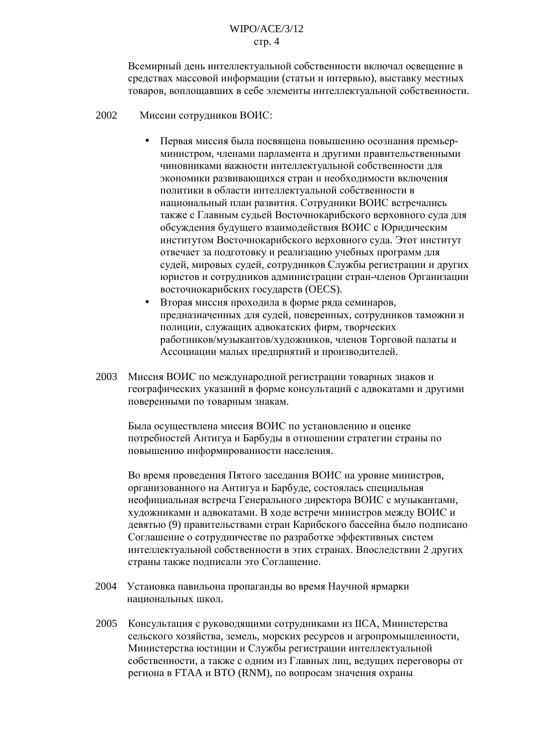Всемирный день интеллектуальной собственности включал освещение в средствах массовой информации (статьи и интервью), выставку местных товаров, воплощавших в себе элементы интеллектуальной собственности.

2002 Миссии сотрудников ВОИС:

- Первая миссия была посвящена повышению осознания премьер-министром, членами парламента и другими правительственными чиновниками важности интеллектуальной собственности для экономики развивающихся стран и необходимости включения политики в области интеллектуальной собственности в национальный план развития. Сотрудники ВОИС встречались также с Главным судьей Восточнокарибского верховного суда для обсуждения будущего взаимодействия ВОИС с Юридическим институтом Восточнокарибского верховного суда. Этот институт отвечает за подготовку и реализацию учебных программ для судей, мировых судей, сотрудников Службы регистрации и других юристов и сотрудников администрации стран-членов Организации восточнокарибских государств (OECS).
- Вторая миссия проходила в форме ряда семинаров, предназначенных для судей, поверенных, сотрудников таможни и полиции, служащих адвокатских фирм, творческих работников/музыкантов/художников, членов Торговой палаты и Ассоциации малых предприятий и производителей.

2003 Миссия ВОИС по международной регистрации товарных знаков и географических указаний в форме консультаций с адвокатами и другими поверенными по товарным знакам.

Была осуществлена миссия ВОИС по установлению и оценке потребностей Антигуа и Барбуды в отношении стратегии страны по повышению информированности населения.

Во время проведения Пятого заседания ВОИС на уровне министров, организованного на Антигуа и Барбуде, состоялась специальная неофициальная встреча Генерального директора ВОИС с музыкантами, художниками и адвокатами. В ходе встречи министров между ВОИС и девятью (9) правительствами стран Карибского бассейна было подписано Соглашение о сотрудничестве по разработке эффективных систем интеллектуальной собственности в этих странах. Впоследствии 2 других страны также подписали это Соглашение.

2004 Установка павильона пропаганды во время Научной ярмарки национальных школ.

2005 Консультация с руководящими сотрудниками из IICA, Министерства сельского хозяйства, земель, морских ресурсов и агропромышленности, Министерства юстиции и Службы регистрации интеллектуальной собственности, а также с одним из Главных лиц, ведущих переговоры от региона в FTAA и ВТО (RNM), по вопросам значения охраны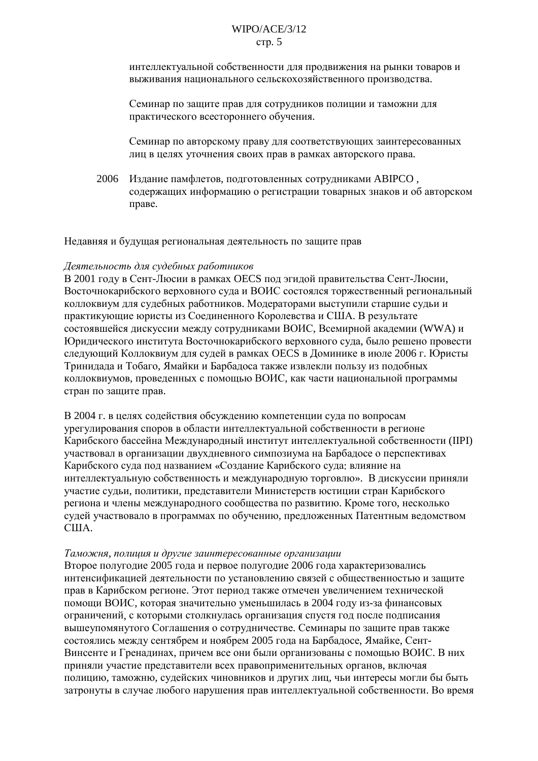интеллектуальной собственности для продвижения на рынки товаров и выживания национального сельскохозяйственного производства.

Семинар по защите прав для сотрудников полиции и таможни для практического всестороннего обучения.

Семинар по авторскому праву для соответствующих заинтересованных лиц в целях уточнения своих прав в рамках авторского права.

2006 Издание памфлетов, подготовленных сотрудниками ABIPCO , содержащих информацию о регистрации товарных знаков и об авторском праве.

Недавняя и будущая региональная деятельность по защите прав

*Деятельность для судебных работников*

В 2001 году в Сент-Люсии в рамках OECS под эгидой правительства Сент-Люсии, Восточнокарибского верховного суда и ВОИС состоялся торжественный региональный коллоквиум для судебных работников. Модераторами выступили старшие судьи и практикующие юристы из Соединенного Королевства и США. В результате состоявшейся дискуссии между сотрудниками ВОИС, Всемирной академии (WWA) и Юридического института Восточнокарибского верховного суда, было решено провести следующий Коллоквиум для судей в рамках OECS в Доминике в июле 2006 г. Юристы Тринидада и Тобаго, Ямайки и Барбадоса также извлекли пользу из подобных коллоквиумов, проведенных с помощью ВОИС, как части национальной программы стран по защите прав.

В 2004 г. в целях содействия обсуждению компетенции суда по вопросам урегулирования споров в области интеллектуальной собственности в регионе Карибского бассейна Международный институт интеллектуальной собственности (IIPI) участвовал в организации двухдневного симпозиума на Барбадосе о перспективах Карибского суда под названием «Создание Карибского суда: влияние на интеллектуальную собственность и международную торговлю». В дискуссии приняли участие судьи, политики, представители Министерств юстиции стран Карибского региона и члены международного сообщества по развитию. Кроме того, несколько судей участвовало в программах по обучению, предложенных Патентным ведомством США.

*Таможня, полиция и другие заинтересованные организации*

Второе полугодие 2005 года и первое полугодие 2006 года характеризовались интенсификацией деятельности по установлению связей с общественностью и защите прав в Карибском регионе. Этот период также отмечен увеличением технической помощи ВОИС, которая значительно уменьшилась в 2004 году из-за финансовых ограничений, с которыми столкнулась организация спустя год после подписания вышеупомянутого Соглашения о сотрудничестве. Семинары по защите прав также состоялись между сентябрем и ноябрем 2005 года на Барбадосе, Ямайке, Сент-Винсенте и Гренадинах, причем все они были организованы с помощью ВОИС. В них приняли участие представители всех правоприменительных органов, включая полицию, таможню, судейских чиновников и других лиц, чьи интересы могли бы быть затронуты в случае любого нарушения прав интеллектуальной собственности. Во время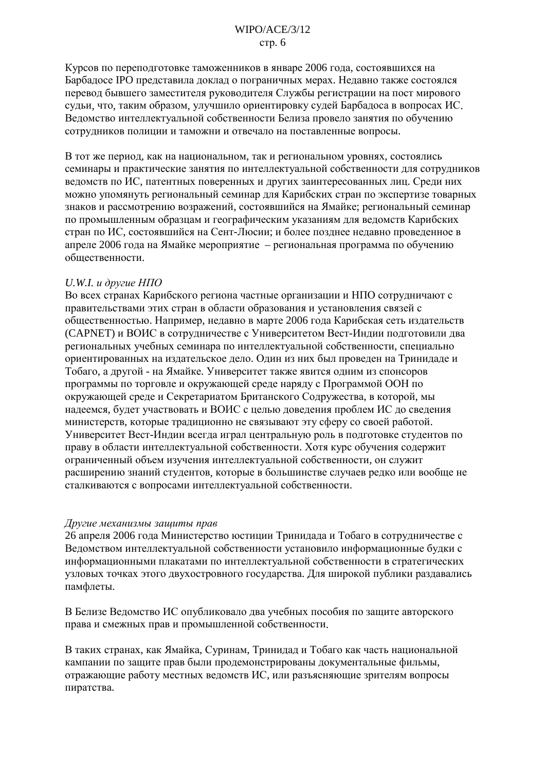Курсов по переподготовке таможенников в январе 2006 года, состоявшихся на Барбадосе IPO представила доклад о пограничных мерах. Недавно также состоялся перевод бывшего заместителя руководителя Службы регистрации на пост мирового судьи, что, таким образом, улучшило ориентировку судей Барбадоса в вопросах ИС. Ведомство интеллектуальной собственности Белиза провело занятия по обучению сотрудников полиции и таможни и отвечало на поставленные вопросы.

В тот же период, как на национальном, так и региональном уровнях, состоялись семинары и практические занятия по интеллектуальной собственности для сотрудников ведомств по ИС, патентных поверенных и других заинтересованных лиц. Среди них можно упомянуть региональный семинар для Карибских стран по экспертизе товарных знаков и рассмотрению возражений, состоявшийся на Ямайке; региональный семинар по промышленным образцам и географическим указаниям для ведомств Карибских стран по ИС, состоявшийся на Сент-Люсии; и более позднее недавно проведенное в апреле 2006 года на Ямайке мероприятие – региональная программа по обучению общественности.

*U.W.I. и другие НПО*

Во всех странах Карибского региона частные организации и НПО сотрудничают с правительствами этих стран в области образования и установления связей с общественностью. Например, недавно в марте 2006 года Карибская сеть издательств (CAPNET) и ВОИС в сотрудничестве с Университетом Вест-Индии подготовили два региональных учебных семинара по интеллектуальной собственности, специально ориентированных на издательское дело. Один из них был проведен на Тринидаде и Тобаго, а другой - на Ямайке. Университет также явится одним из спонсоров программы по торговле и окружающей среде наряду с Программой ООН по окружающей среде и Секретариатом Британского Содружества, в которой, мы надеемся, будет участвовать и ВОИС с целью доведения проблем ИС до сведения министерств, которые традиционно не связывают эту сферу со своей работой. Университет Вест-Индии всегда играл центральную роль в подготовке студентов по праву в области интеллектуальной собственности. Хотя курс обучения содержит ограниченный объем изучения интеллектуальной собственности, он служит расширению знаний студентов, которые в большинстве случаев редко или вообще не сталкиваются с вопросами интеллектуальной собственности.

*Другие механизмы защиты прав*

26 апреля 2006 года Министерство юстиции Тринидада и Тобаго в сотрудничестве с Ведомством интеллектуальной собственности установило информационные будки с информационными плакатами по интеллектуальной собственности в стратегических узловых точках этого двухостровного государства. Для широкой публики раздавались памфлеты.

В Белизе Ведомство ИС опубликовало два учебных пособия по защите авторского права и смежных прав и промышленной собственности.

В таких странах, как Ямайка, Суринам, Тринидад и Тобаго как часть национальной кампании по защите прав были продемонстрированы документальные фильмы, отражающие работу местных ведомств ИС, или разъясняющие зрителям вопросы пиратства.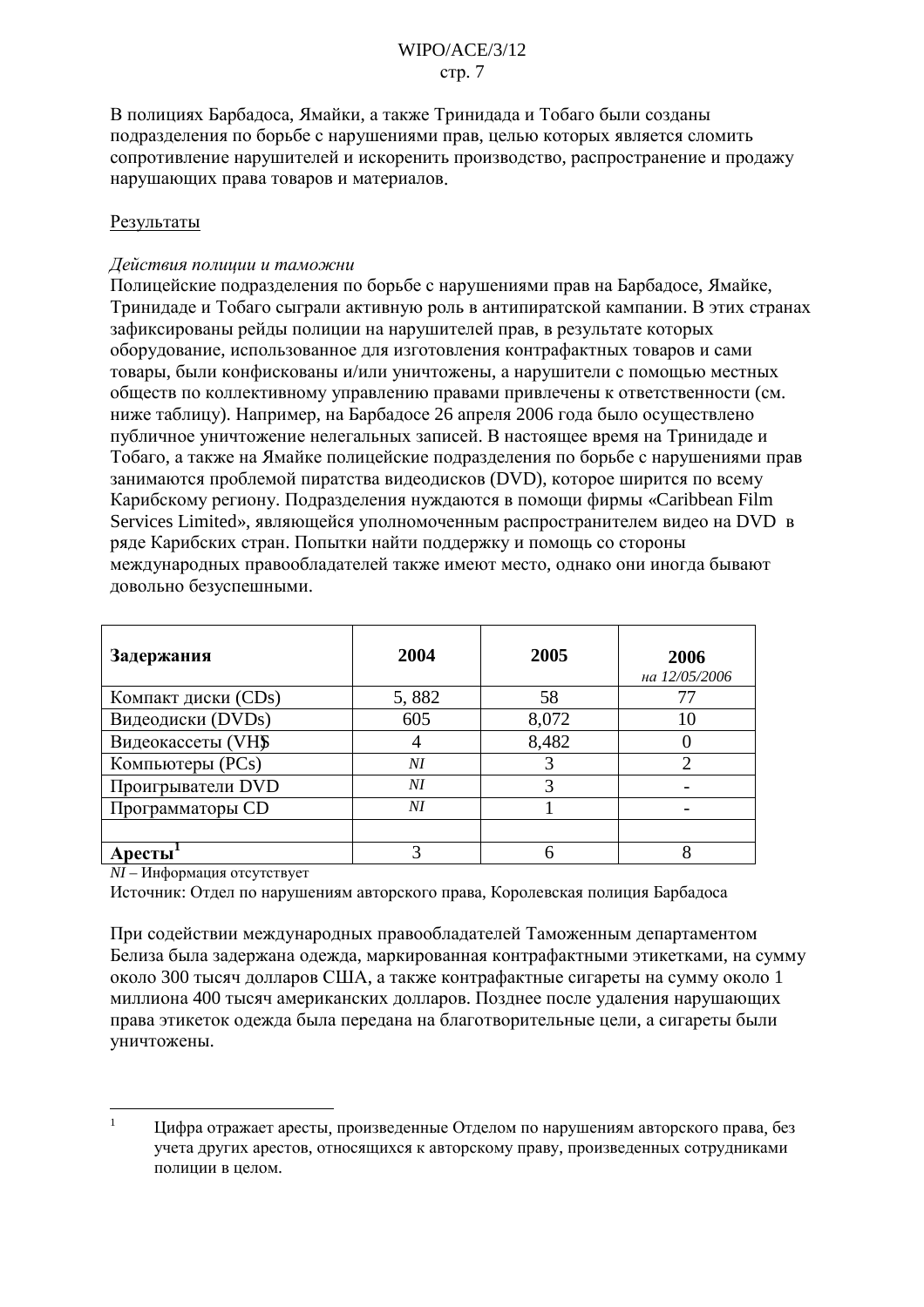В полициях Барбадоса, Ямайки, а также Тринидада и Тобаго были созданы подразделения по борьбе с нарушениями прав, целью которых является сломить сопротивление нарушителей и искоренить производство, распространение и продажу нарушающих права товаров и материалов.

Результаты

*Действия полиции и таможни*

Полицейские подразделения по борьбе с нарушениями прав на Барбадосе, Ямайке, Тринидаде и Тобаго сыграли активную роль в антипиратской кампании. В этих странах зафиксированы рейды полиции на нарушителей прав, в результате которых оборудование, использованное для изготовления контрафактных товаров и сами товары, были конфискованы и/или уничтожены, а нарушители с помощью местных обществ по коллективному управлению правами привлечены к ответственности (см. ниже таблицу). Например, на Барбадосе 26 апреля 2006 года было осуществлено публичное уничтожение нелегальных записей. В настоящее время на Тринидаде и Тобаго, а также на Ямайке полицейские подразделения по борьбе с нарушениями прав занимаются проблемой пиратства видеодисков (DVD), которое ширится по всему Карибскому региону. Подразделения нуждаются в помощи фирмы «Caribbean Film Services Limited», являющейся уполномоченным распространителем видео на DVD в ряде Карибских стран. Попытки найти поддержку и помощь со стороны международных правообладателей также имеют место, однако они иногда бывают довольно безуспешными.

| **Задержания** | **2004** | **2005** | **2006** *на 12/05/2006* |
|---|---|---|---|
| Компакт диски (CDs) | 5, 882 | 58 | 77 |
| Видеодиски (DVDs) | 605 | 8,072 | 10 |
| Видеокассеты (VHS) | 4 | 8,482 | 0 |
| Компьютеры (PCs) | *NI* | 3 | 2 |
| Проигрыватели DVD | *NI* | 3 | - |
| Программаторы CD | *NI* | 1 | - |
| | | | |
| **Аресты**[1] | 3 | 6 | 8 |

*NI* – Информация отсутствует

Источник: Отдел по нарушениям авторского права, Королевская полиция Барбадоса

При содействии международных правообладателей Таможенным департаментом Белиза была задержана одежда, маркированная контрафактными этикетками, на сумму около 300 тысяч долларов США, а также контрафактные сигареты на сумму около 1 миллиона 400 тысяч американских долларов. Позднее после удаления нарушающих права этикеток одежда была передана на благотворительные цели, а сигареты были уничтожены.

---

[1] Цифра отражает аресты, произведенные Отделом по нарушениям авторского права, без учета других арестов, относящихся к авторскому праву, произведенных сотрудниками полиции в целом.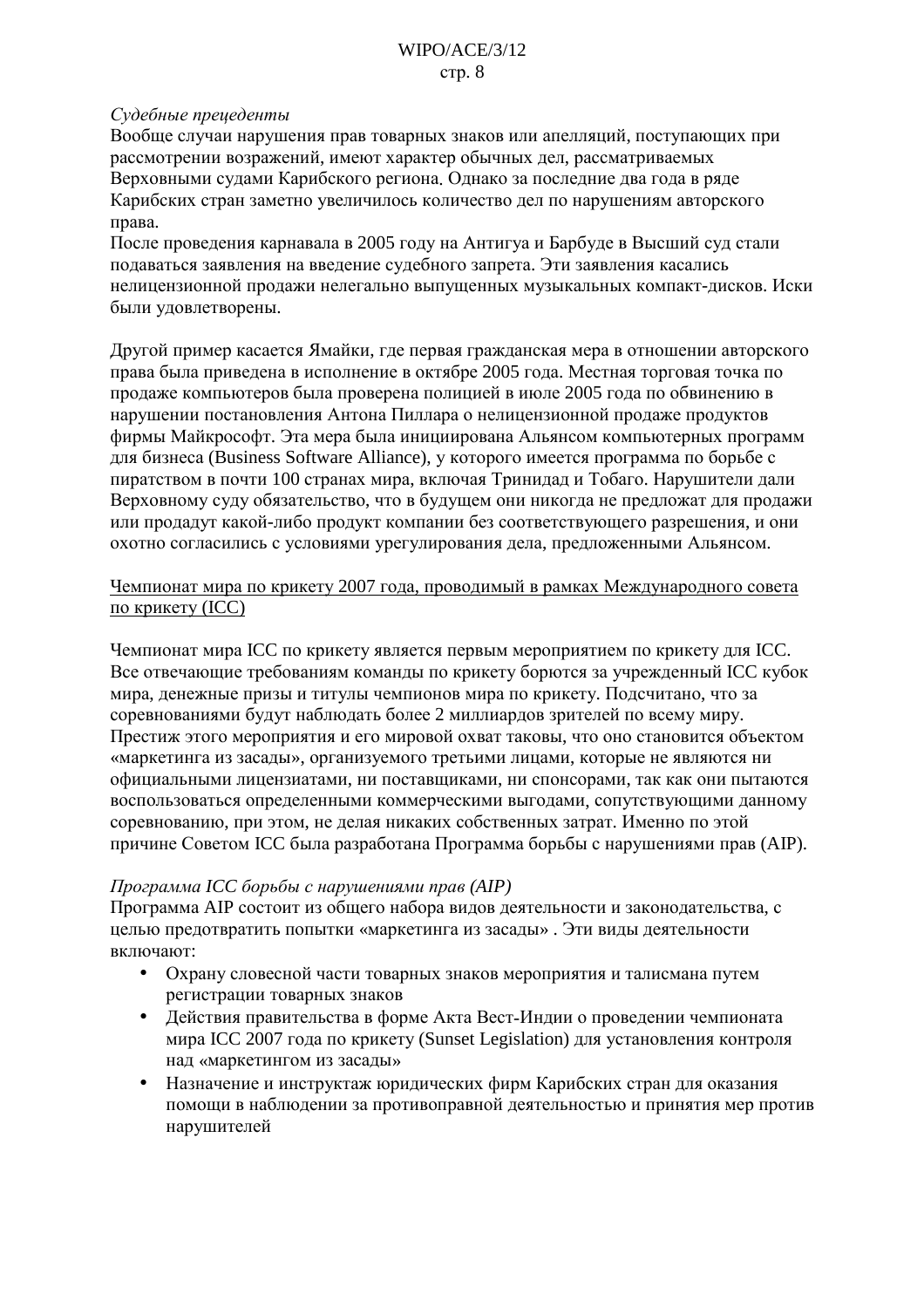*Судебные прецеденты*

Вообще случаи нарушения прав товарных знаков или апелляций, поступающих при рассмотрении возражений, имеют характер обычных дел, рассматриваемых Верховными судами Карибского региона. Однако за последние два года в ряде Карибских стран заметно увеличилось количество дел по нарушениям авторского права.

После проведения карнавала в 2005 году на Антигуа и Барбуде в Высший суд стали подаваться заявления на введение судебного запрета. Эти заявления касались нелицензионной продажи нелегально выпущенных музыкальных компакт-дисков. Иски были удовлетворены.

Другой пример касается Ямайки, где первая гражданская мера в отношении авторского права была приведена в исполнение в октябре 2005 года. Местная торговая точка по продаже компьютеров была проверена полицией в июле 2005 года по обвинению в нарушении постановления Антона Пиллара о нелицензионной продаже продуктов фирмы Майкрософт. Эта мера была инициирована Альянсом компьютерных программ для бизнеса (Business Software Alliance), у которого имеется программа по борьбе с пиратством в почти 100 странах мира, включая Тринидад и Тобаго. Нарушители дали Верховному суду обязательство, что в будущем они никогда не предложат для продажи или продадут какой-либо продукт компании без соответствующего разрешения, и они охотно согласились с условиями урегулирования дела, предложенными Альянсом.

<u>Чемпионат мира по крикету 2007 года, проводимый в рамках Международного совета по крикету (ICC)</u>

Чемпионат мира ICC по крикету является первым мероприятием по крикету для ICC. Все отвечающие требованиям команды по крикету борются за учрежденный ICC кубок мира, денежные призы и титулы чемпионов мира по крикету. Подсчитано, что за соревнованиями будут наблюдать более 2 миллиардов зрителей по всему миру. Престиж этого мероприятия и его мировой охват таковы, что оно становится объектом «маркетинга из засады», организуемого третьими лицами, которые не являются ни официальными лицензиатами, ни поставщиками, ни спонсорами, так как они пытаются воспользоваться определенными коммерческими выгодами, сопутствующими данному соревнованию, при этом, не делая никаких собственных затрат. Именно по этой причине Советом ICC была разработана Программа борьбы с нарушениями прав (AIP).

*Программа ICC борьбы с нарушениями прав (AIP)*

Программа AIP состоит из общего набора видов деятельности и законодательства, с целью предотвратить попытки «маркетинга из засады» . Эти виды деятельности включают:

- Охрану словесной части товарных знаков мероприятия и талисмана путем регистрации товарных знаков
- Действия правительства в форме Акта Вест-Индии о проведении чемпионата мира ICC 2007 года по крикету (Sunset Legislation) для установления контроля над «маркетингом из засады»
- Назначение и инструктаж юридических фирм Карибских стран для оказания помощи в наблюдении за противоправной деятельностью и принятия мер против нарушителей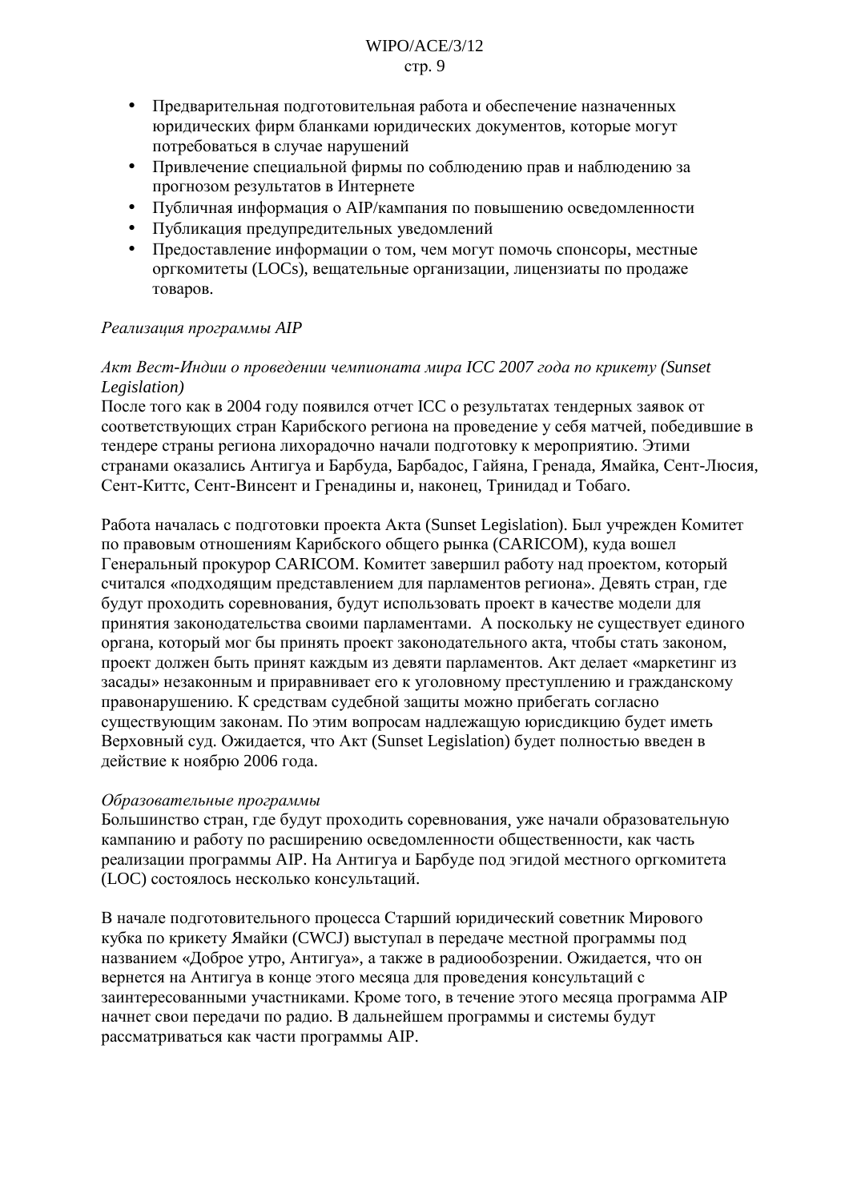- Предварительная подготовительная работа и обеспечение назначенных юридических фирм бланками юридических документов, которые могут потребоваться в случае нарушений
- Привлечение специальной фирмы по соблюдению прав и наблюдению за прогнозом результатов в Интернете
- Публичная информация о AIP/кампания по повышению осведомленности
- Публикация предупредительных уведомлений
- Предоставление информации о том, чем могут помочь спонсоры, местные оргкомитеты (LOCs), вещательные организации, лицензиаты по продаже товаров.

*Реализация программы AIP*

*Акт Вест-Индии о проведении чемпионата мира ICC 2007 года по крикету (Sunset Legislation)*

После того как в 2004 году появился отчет ICC о результатах тендерных заявок от соответствующих стран Карибского региона на проведение у себя матчей, победившие в тендере страны региона лихорадочно начали подготовку к мероприятию. Этими странами оказались Антигуа и Барбуда, Барбадос, Гайяна, Гренада, Ямайка, Сент-Люсия, Сент-Киттс, Сент-Винсент и Гренадины и, наконец, Тринидад и Тобаго.

Работа началась с подготовки проекта Акта (Sunset Legislation). Был учрежден Комитет по правовым отношениям Карибского общего рынка (CARICOM), куда вошел Генеральный прокурор CARICOM. Комитет завершил работу над проектом, который считался «подходящим представлением для парламентов региона». Девять стран, где будут проходить соревнования, будут использовать проект в качестве модели для принятия законодательства своими парламентами. А поскольку не существует единого органа, который мог бы принять проект законодательного акта, чтобы стать законом, проект должен быть принят каждым из девяти парламентов. Акт делает «маркетинг из засады» незаконным и приравнивает его к уголовному преступлению и гражданскому правонарушению. К средствам судебной защиты можно прибегать согласно существующим законам. По этим вопросам надлежащую юрисдикцию будет иметь Верховный суд. Ожидается, что Акт (Sunset Legislation) будет полностью введен в действие к ноябрю 2006 года.

*Образовательные программы*

Большинство стран, где будут проходить соревнования, уже начали образовательную кампанию и работу по расширению осведомленности общественности, как часть реализации программы AIP. На Антигуа и Барбуде под эгидой местного оргкомитета (LOC) состоялось несколько консультаций.

В начале подготовительного процесса Старший юридический советник Мирового кубка по крикету Ямайки (CWCJ) выступал в передаче местной программы под названием «Доброе утро, Антигуа», а также в радиообозрении. Ожидается, что он вернется на Антигуа в конце этого месяца для проведения консультаций с заинтересованными участниками. Кроме того, в течение этого месяца программа AIP начнет свои передачи по радио. В дальнейшем программы и системы будут рассматриваться как части программы AIP.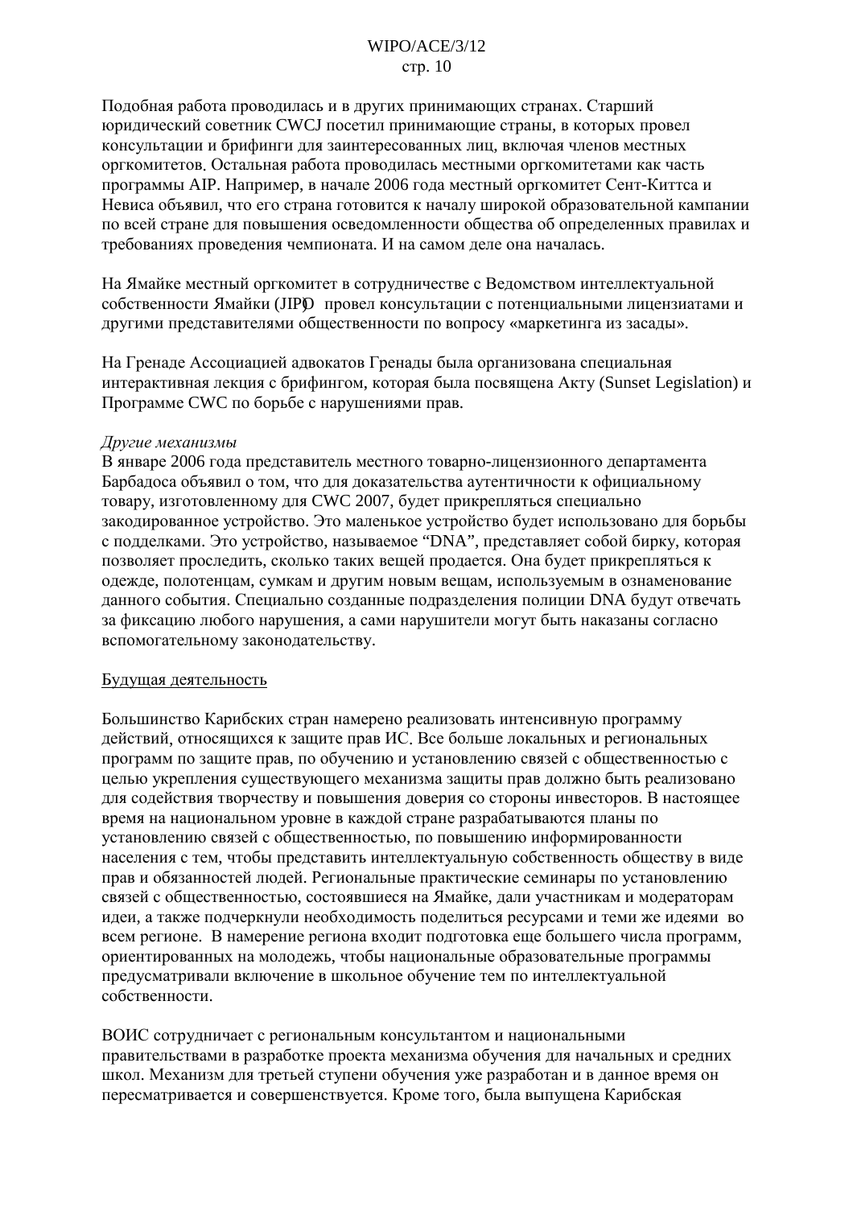Подобная работа проводилась и в других принимающих странах. Старший юридический советник CWCJ посетил принимающие страны, в которых провел консультации и брифинги для заинтересованных лиц, включая членов местных оргкомитетов. Остальная работа проводилась местными оргкомитетами как часть программы AIP. Например, в начале 2006 года местный оргкомитет Сент-Киттса и Невиса объявил, что его страна готовится к началу широкой образовательной кампании по всей стране для повышения осведомленности общества об определенных правилах и требованиях проведения чемпионата. И на самом деле она началась.

На Ямайке местный оргкомитет в сотрудничестве с Ведомством интеллектуальной собственности Ямайки (JIPO) провел консультации с потенциальными лицензиатами и другими представителями общественности по вопросу «маркетинга из засады».

На Гренаде Ассоциацией адвокатов Гренады была организована специальная интерактивная лекция с брифингом, которая была посвящена Акту (Sunset Legislation) и Программе CWC по борьбе с нарушениями прав.

*Другие механизмы*

В январе 2006 года представитель местного товарно-лицензионного департамента Барбадоса объявил о том, что для доказательства аутентичности к официальному товару, изготовленному для CWC 2007, будет прикрепляться специально закодированное устройство. Это маленькое устройство будет использовано для борьбы с подделками. Это устройство, называемое “DNA”, представляет собой бирку, которая позволяет проследить, сколько таких вещей продается. Она будет прикрепляться к одежде, полотенцам, сумкам и другим новым вещам, используемым в ознаменование данного события. Специально созданные подразделения полиции DNA будут отвечать за фиксацию любого нарушения, а сами нарушители могут быть наказаны согласно вспомогательному законодательству.

Будущая деятельность

Большинство Карибских стран намерено реализовать интенсивную программу действий, относящихся к защите прав ИС. Все больше локальных и региональных программ по защите прав, по обучению и установлению связей с общественностью с целью укрепления существующего механизма защиты прав должно быть реализовано для содействия творчеству и повышения доверия со стороны инвесторов. В настоящее время на национальном уровне в каждой стране разрабатываются планы по установлению связей с общественностью, по повышению информированности населения с тем, чтобы представить интеллектуальную собственность обществу в виде прав и обязанностей людей. Региональные практические семинары по установлению связей с общественностью, состоявшиеся на Ямайке, дали участникам и модераторам идеи, а также подчеркнули необходимость поделиться ресурсами и теми же идеями во всем регионе. В намерение региона входит подготовка еще большего числа программ, ориентированных на молодежь, чтобы национальные образовательные программы предусматривали включение в школьное обучение тем по интеллектуальной собственности.

ВОИС сотрудничает с региональным консультантом и национальными правительствами в разработке проекта механизма обучения для начальных и средних школ. Механизм для третьей ступени обучения уже разработан и в данное время он пересматривается и совершенствуется. Кроме того, была выпущена Карибская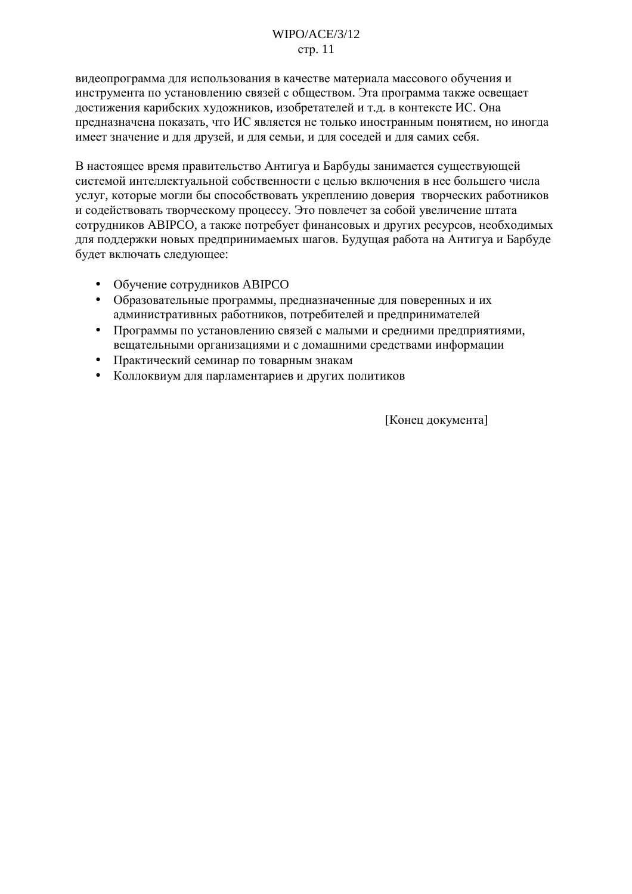видеопрограмма для использования в качестве материала массового обучения и инструмента по установлению связей с обществом. Эта программа также освещает достижения карибских художников, изобретателей и т.д. в контексте ИС. Она предназначена показать, что ИС является не только иностранным понятием, но иногда имеет значение и для друзей, и для семьи, и для соседей и для самих себя.

В настоящее время правительство Антигуа и Барбуды занимается существующей системой интеллектуальной собственности с целью включения в нее большего числа услуг, которые могли бы способствовать укреплению доверия творческих работников и содействовать творческому процессу. Это повлечет за собой увеличение штата сотрудников ABIPCO, а также потребует финансовых и других ресурсов, необходимых для поддержки новых предпринимаемых шагов. Будущая работа на Антигуа и Барбуде будет включать следующее:

- Обучение сотрудников ABIPCO
- Образовательные программы, предназначенные для поверенных и их административных работников, потребителей и предпринимателей
- Программы по установлению связей с малыми и средними предприятиями, вещательными организациями и с домашними средствами информации
- Практический семинар по товарным знакам
- Коллоквиум для парламентариев и других политиков

[Конец документа]